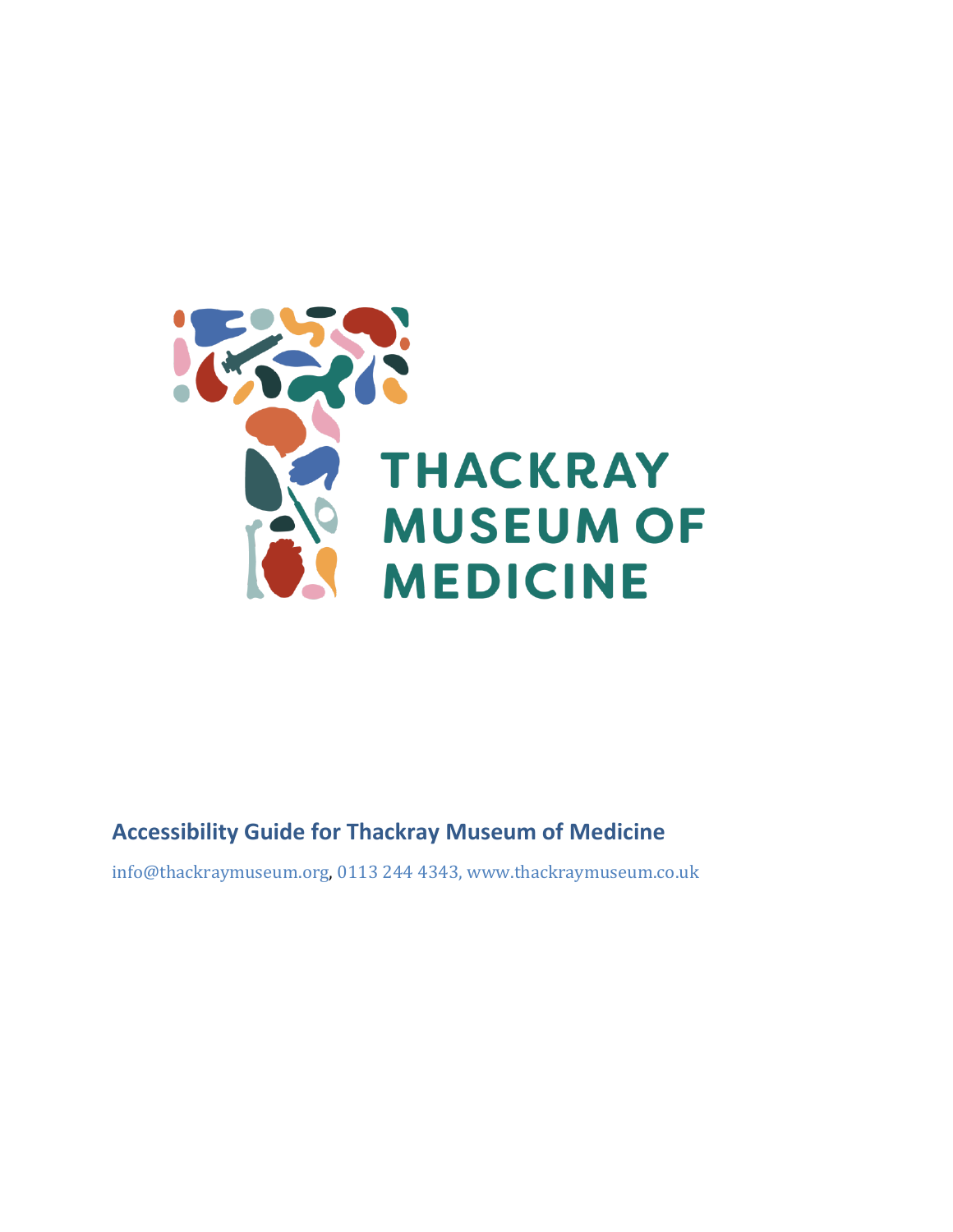THACKRAY MUSEUM OF MEDICINE

## Accessibility Guide for Thackray Museum of Medicine

info@thackraymuseum.org, 0113 244 4343, www.thackraymuseum.co.uk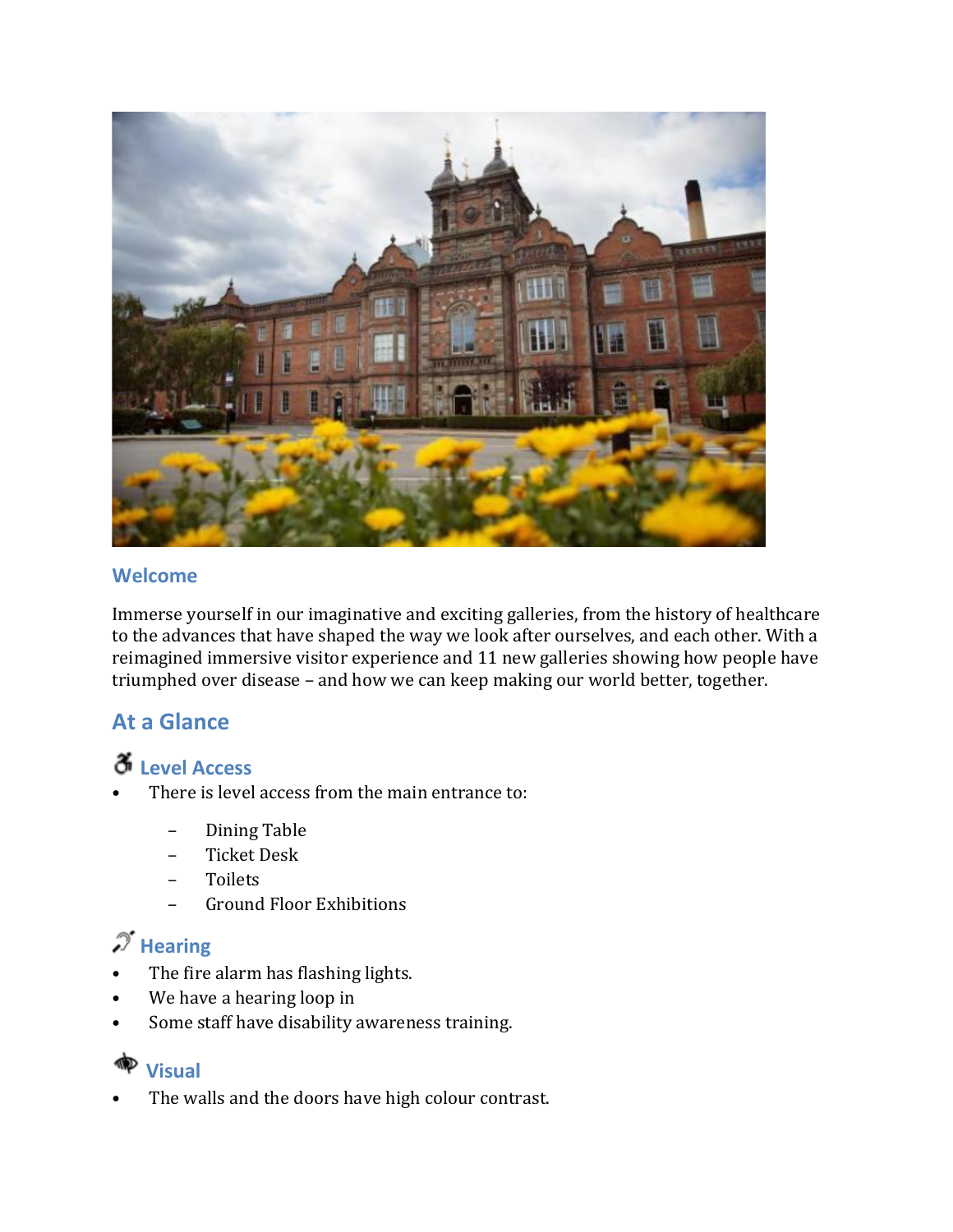## Welcome

Immerse yourself in our imaginative and exciting galleries, from the history of healthcare to the advances that have shaped the way we look after ourselves, and each other. With a reimagined immersive visitor experience and 11 new galleries showing how people have triumphed over disease – and how we can keep making our world better, together.

## At a Glance

### Level Access

- There is level access from the main entrance to:
  - Dining Table
  - Ticket Desk
  - Toilets
  - Ground Floor Exhibitions

### Hearing

- The fire alarm has flashing lights.
- We have a hearing loop in
- Some staff have disability awareness training.

### Visual

- The walls and the doors have high colour contrast.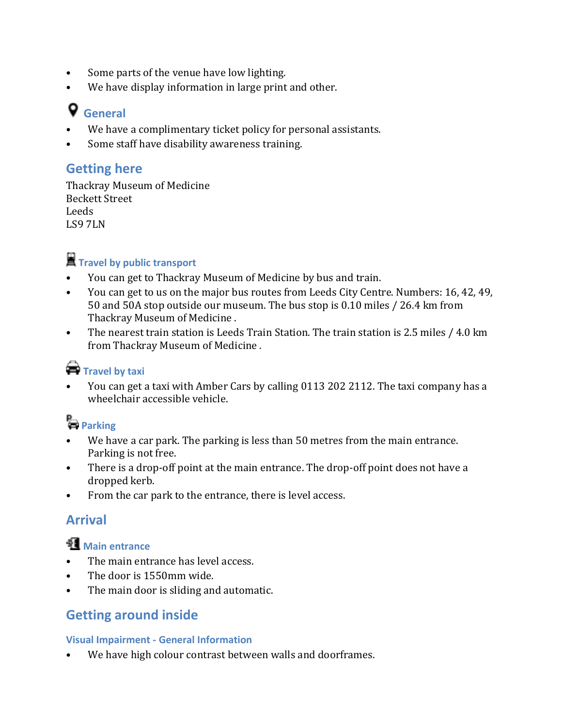- Some parts of the venue have low lighting.
- We have display information in large print and other.

### General

- We have a complimentary ticket policy for personal assistants.
- Some staff have disability awareness training.

## Getting here

Thackray Museum of Medicine
Beckett Street
Leeds
LS9 7LN

### Travel by public transport

- You can get to Thackray Museum of Medicine by bus and train.
- You can get to us on the major bus routes from Leeds City Centre. Numbers: 16, 42, 49, 50 and 50A stop outside our museum. The bus stop is 0.10 miles / 26.4 km from Thackray Museum of Medicine .
- The nearest train station is Leeds Train Station. The train station is 2.5 miles / 4.0 km from Thackray Museum of Medicine .

### Travel by taxi

- You can get a taxi with Amber Cars by calling 0113 202 2112. The taxi company has a wheelchair accessible vehicle.

### Parking

- We have a car park. The parking is less than 50 metres from the main entrance. Parking is not free.
- There is a drop-off point at the main entrance. The drop-off point does not have a dropped kerb.
- From the car park to the entrance, there is level access.

## Arrival

### Main entrance

- The main entrance has level access.
- The door is 1550mm wide.
- The main door is sliding and automatic.

## Getting around inside

### Visual Impairment - General Information

- We have high colour contrast between walls and doorframes.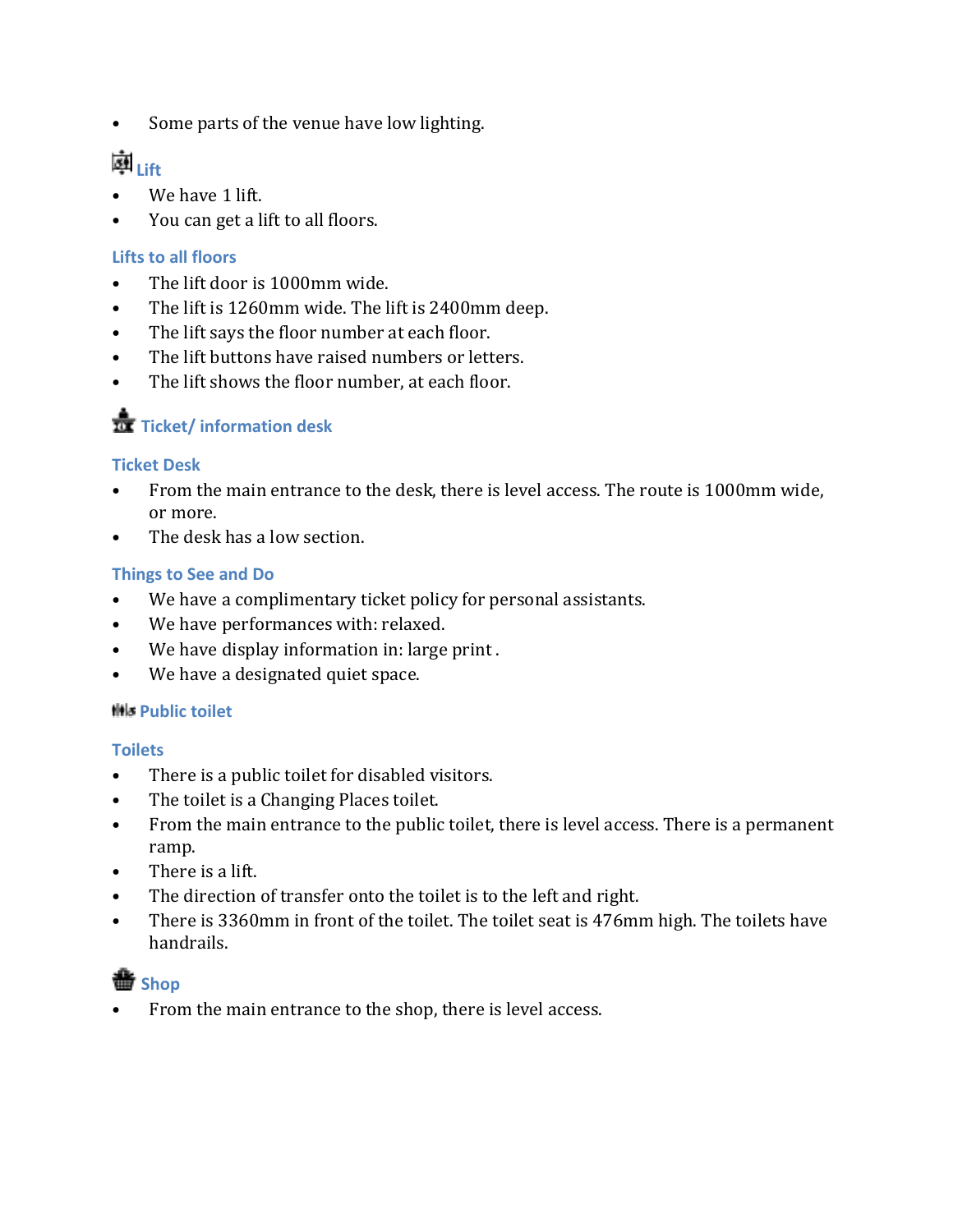- Some parts of the venue have low lighting.

## Lift

- We have 1 lift.
- You can get a lift to all floors.

### Lifts to all floors

- The lift door is 1000mm wide.
- The lift is 1260mm wide. The lift is 2400mm deep.
- The lift says the floor number at each floor.
- The lift buttons have raised numbers or letters.
- The lift shows the floor number, at each floor.

## Ticket/ information desk

### Ticket Desk

- From the main entrance to the desk, there is level access. The route is 1000mm wide, or more.
- The desk has a low section.

### Things to See and Do

- We have a complimentary ticket policy for personal assistants.
- We have performances with: relaxed.
- We have display information in: large print .
- We have a designated quiet space.

## Public toilet

### Toilets

- There is a public toilet for disabled visitors.
- The toilet is a Changing Places toilet.
- From the main entrance to the public toilet, there is level access. There is a permanent ramp.
- There is a lift.
- The direction of transfer onto the toilet is to the left and right.
- There is 3360mm in front of the toilet. The toilet seat is 476mm high. The toilets have handrails.

## Shop

- From the main entrance to the shop, there is level access.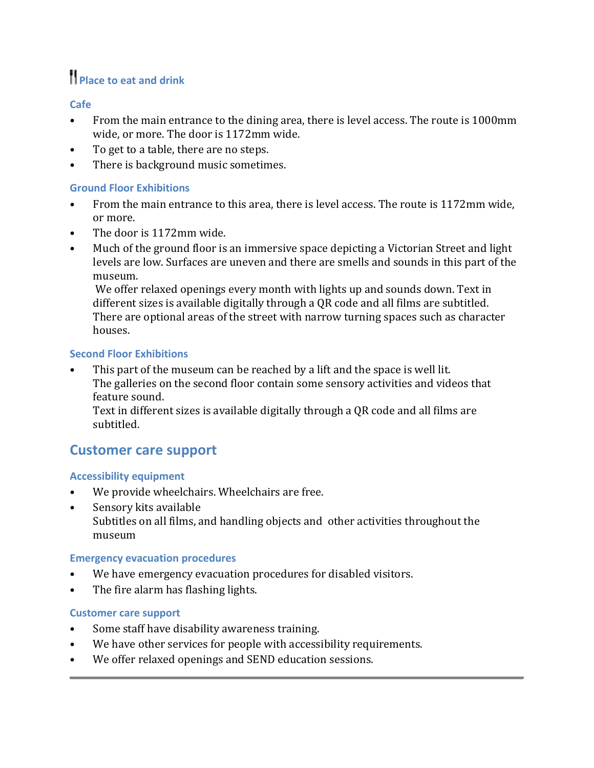## Place to eat and drink

### Cafe

- From the main entrance to the dining area, there is level access. The route is 1000mm wide, or more. The door is 1172mm wide.
- To get to a table, there are no steps.
- There is background music sometimes.

### Ground Floor Exhibitions

- From the main entrance to this area, there is level access. The route is 1172mm wide, or more.
- The door is 1172mm wide.
- Much of the ground floor is an immersive space depicting a Victorian Street and light levels are low. Surfaces are uneven and there are smells and sounds in this part of the museum.
  We offer relaxed openings every month with lights up and sounds down. Text in different sizes is available digitally through a QR code and all films are subtitled. There are optional areas of the street with narrow turning spaces such as character houses.

### Second Floor Exhibitions

- This part of the museum can be reached by a lift and the space is well lit.
  The galleries on the second floor contain some sensory activities and videos that feature sound.
  Text in different sizes is available digitally through a QR code and all films are subtitled.

## Customer care support

### Accessibility equipment

- We provide wheelchairs. Wheelchairs are free.
- Sensory kits available
  Subtitles on all films, and handling objects and other activities throughout the museum

### Emergency evacuation procedures

- We have emergency evacuation procedures for disabled visitors.
- The fire alarm has flashing lights.

### Customer care support

- Some staff have disability awareness training.
- We have other services for people with accessibility requirements.
- We offer relaxed openings and SEND education sessions.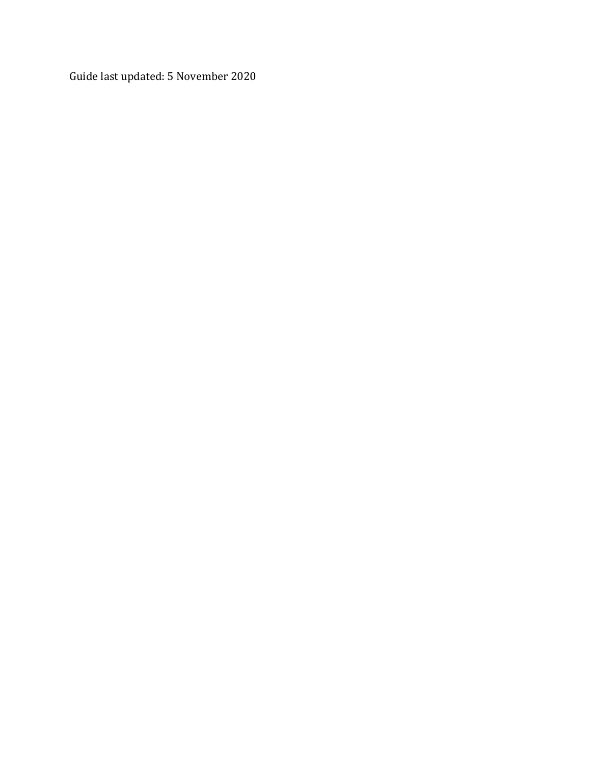Guide last updated: 5 November 2020